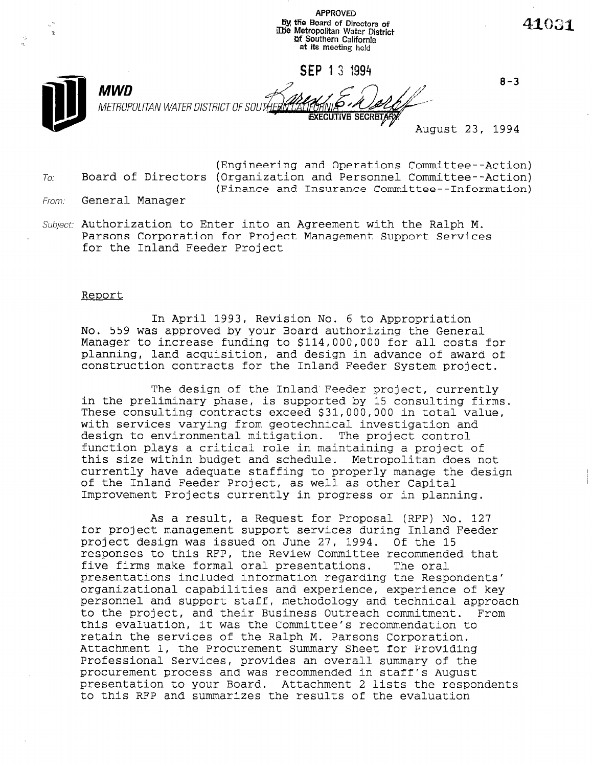APPROVED
By the Board of Directors of
The Metropolitan Water District
of Southern California
at its meeting held

SEP 13 1994

EXECUTIVE SECRETARY

41031

8-3

**MWD**
METROPOLITAN WATER DISTRICT OF SOUTHERN CALIFORNIA

August 23, 1994

To: Board of Directors (Engineering and Operations Committee--Action)
(Organization and Personnel Committee--Action)
(Finance and Insurance Committee--Information)

From: General Manager

Subject: Authorization to Enter into an Agreement with the Ralph M. Parsons Corporation for Project Management Support Services for the Inland Feeder Project

## Report

In April 1993, Revision No. 6 to Appropriation No. 559 was approved by your Board authorizing the General Manager to increase funding to $114,000,000 for all costs for planning, land acquisition, and design in advance of award of construction contracts for the Inland Feeder System project.

The design of the Inland Feeder project, currently in the preliminary phase, is supported by 15 consulting firms. These consulting contracts exceed $31,000,000 in total value, with services varying from geotechnical investigation and design to environmental mitigation. The project control function plays a critical role in maintaining a project of this size within budget and schedule. Metropolitan does not currently have adequate staffing to properly manage the design of the Inland Feeder Project, as well as other Capital Improvement Projects currently in progress or in planning.

As a result, a Request for Proposal (RFP) No. 127 for project management support services during Inland Feeder project design was issued on June 27, 1994. Of the 15 responses to this RFP, the Review Committee recommended that five firms make formal oral presentations. The oral presentations included information regarding the Respondents' organizational capabilities and experience, experience of key personnel and support staff, methodology and technical approach to the project, and their Business Outreach commitment. From this evaluation, it was the Committee's recommendation to retain the services of the Ralph M. Parsons Corporation. Attachment 1, the Procurement Summary Sheet for Providing Professional Services, provides an overall summary of the procurement process and was recommended in staff's August presentation to your Board. Attachment 2 lists the respondents to this RFP and summarizes the results of the evaluation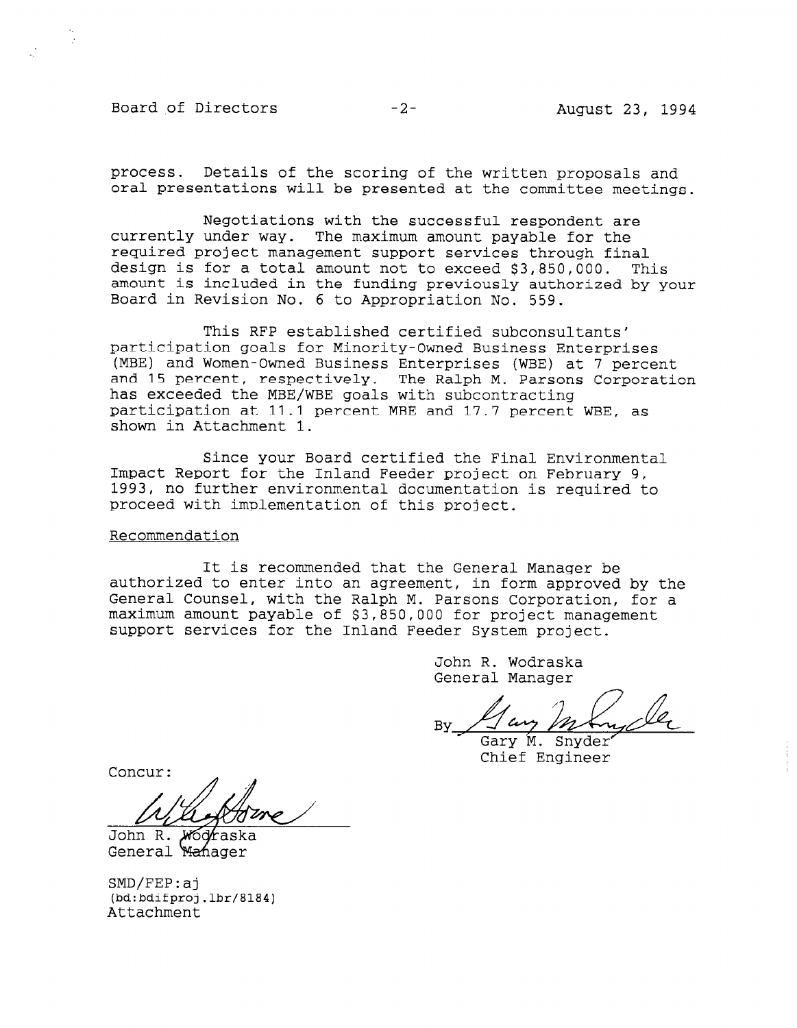process. Details of the scoring of the written proposals and oral presentations will be presented at the committee meetings.

Negotiations with the successful respondent are currently under way. The maximum amount payable for the required project management support services through final design is for a total amount not to exceed $3,850,000. This amount is included in the funding previously authorized by your Board in Revision No. 6 to Appropriation No. 559.

This RFP established certified subconsultants' participation goals for Minority-Owned Business Enterprises (MBE) and Women-Owned Business Enterprises (WBE) at 7 percent and 15 percent, respectively. The Ralph M. Parsons Corporation has exceeded the MBE/WBE goals with subcontracting participation at 11.1 percent MBE and 17.7 percent WBE, as shown in Attachment 1.

Since your Board certified the Final Environmental Impact Report for the Inland Feeder project on February 9, 1993, no further environmental documentation is required to proceed with implementation of this project.

Recommendation

It is recommended that the General Manager be authorized to enter into an agreement, in form approved by the General Counsel, with the Ralph M. Parsons Corporation, for a maximum amount payable of $3,850,000 for project management support services for the Inland Feeder System project.

John R. Wodraska
General Manager

By [signature]
Gary M. Snyder
Chief Engineer

Concur:

[signature]
John R. Wodraska
General Manager

SMD/FEP:aj
(bd:bdifproj.lbr/8184)
Attachment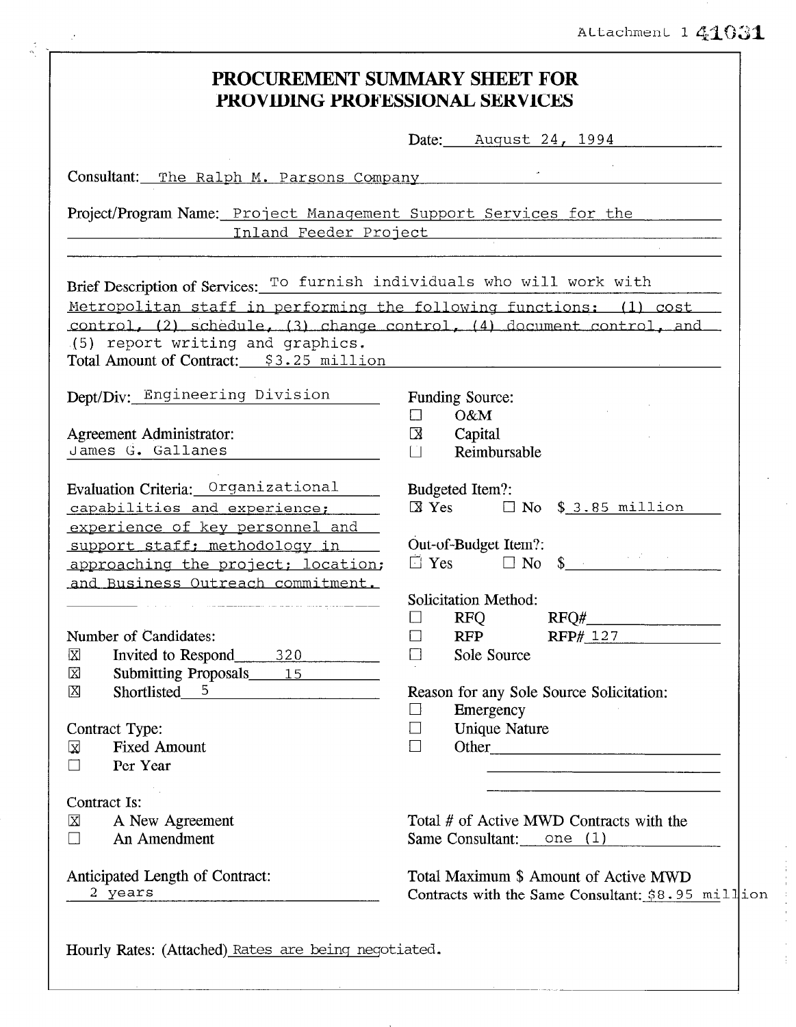Attachment 1 41031

# PROCUREMENT SUMMARY SHEET FOR PROVIDING PROFESSIONAL SERVICES

Date: August 24, 1994

Consultant: The Ralph M. Parsons Company

Project/Program Name: Project Management Support Services for the Inland Feeder Project

Brief Description of Services: To furnish individuals who will work with Metropolitan staff in performing the following functions: (1) cost control, (2) schedule, (3) change control, (4) document control, and (5) report writing and graphics.

Total Amount of Contract: $3.25 million

Dept/Div: Engineering Division

Agreement Administrator: James G. Gallanes

Evaluation Criteria: Organizational capabilities and experience; experience of key personnel and support staff; methodology in approaching the project; location; and Business Outreach commitment.

Number of Candidates:
- ☒ Invited to Respond 320
- ☒ Submitting Proposals 15
- ☒ Shortlisted 5

Contract Type:
- ☒ Fixed Amount
- ☐ Per Year

Contract Is:
- ☒ A New Agreement
- ☐ An Amendment

Anticipated Length of Contract: 2 years

Funding Source:
- ☐ O&M
- ☒ Capital
- ☐ Reimbursable

Budgeted Item?: ☒ Yes ☐ No $ 3.85 million

Out-of-Budget Item?: ☐ Yes ☐ No $

Solicitation Method:
- ☐ RFQ RFQ#
- ☐ RFP RFP# 127
- ☐ Sole Source

Reason for any Sole Source Solicitation:
- ☐ Emergency
- ☐ Unique Nature
- ☐ Other

Total # of Active MWD Contracts with the Same Consultant: one (1)

Total Maximum $ Amount of Active MWD Contracts with the Same Consultant: $8.95 million

Hourly Rates: (Attached) Rates are being negotiated.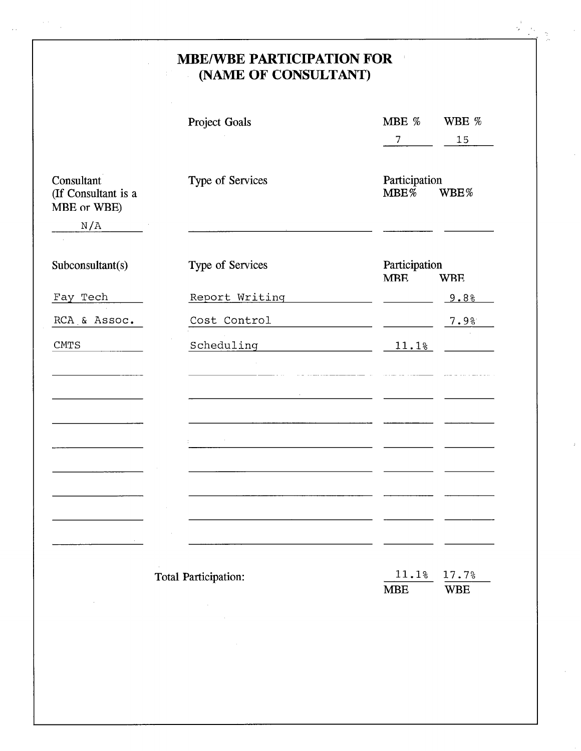# MBE/WBE PARTICIPATION FOR (NAME OF CONSULTANT)

| | Project Goals | MBE % | WBE % |
|---|---|---|---|
| | | 7 | 15 |

| Consultant (If Consultant is a MBE or WBE) | Type of Services | Participation MBE% | WBE% |
|---|---|---|---|
| N/A | | | |

| Subconsultant(s) | Type of Services | Participation MBE | WBE |
|---|---|---|---|
| Fay Tech | Report Writing | | 9.8% |
| RCA & Assoc. | Cost Control | | 7.9% |
| CMTS | Scheduling | 11.1% | |

| Total Participation: | MBE | WBE |
|---|---|---|
| | 11.1% | 17.7% |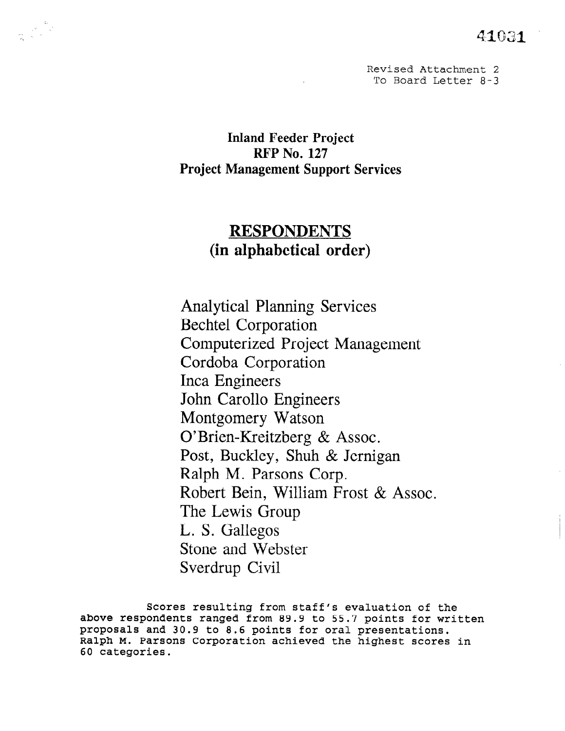Revised Attachment 2
To Board Letter 8-3

# Inland Feeder Project
# RFP No. 127
# Project Management Support Services

## RESPONDENTS
## (in alphabetical order)

Analytical Planning Services
Bechtel Corporation
Computerized Project Management
Cordoba Corporation
Inca Engineers
John Carollo Engineers
Montgomery Watson
O'Brien-Kreitzberg & Assoc.
Post, Buckley, Shuh & Jernigan
Ralph M. Parsons Corp.
Robert Bein, William Frost & Assoc.
The Lewis Group
L. S. Gallegos
Stone and Webster
Sverdrup Civil

Scores resulting from staff's evaluation of the above respondents ranged from 89.9 to 55.7 points for written proposals and 30.9 to 8.6 points for oral presentations. Ralph M. Parsons Corporation achieved the highest scores in 60 categories.